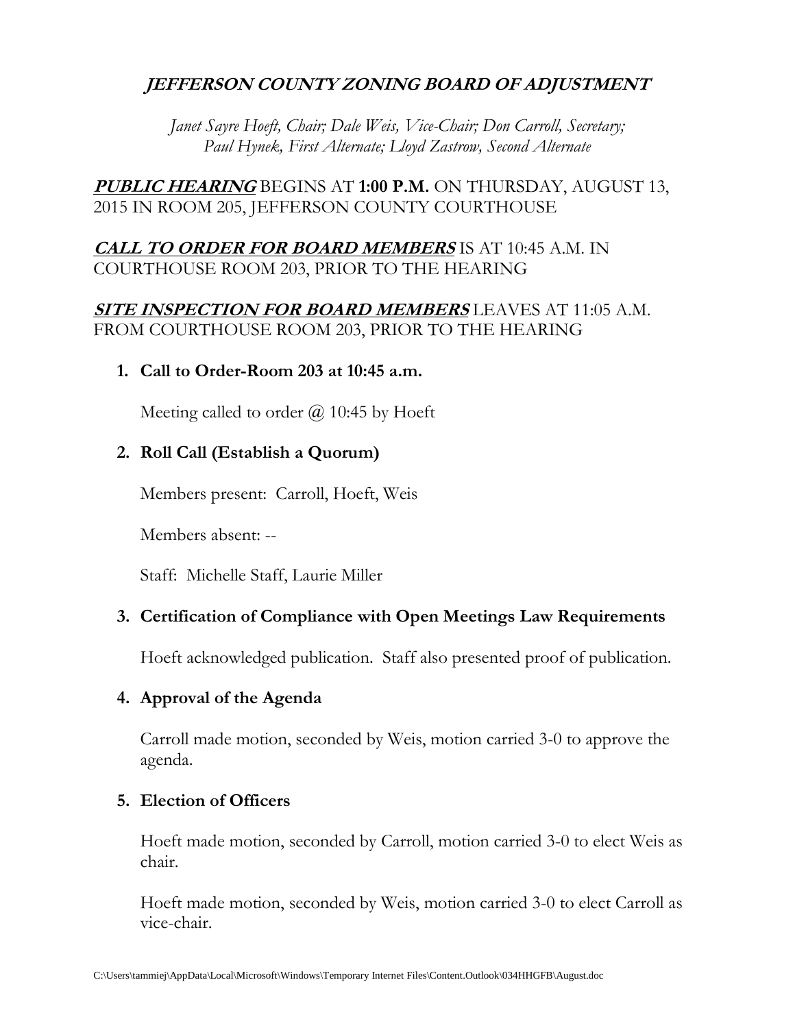# *JEFFERSON COUNTY ZONING BOARD OF ADJUSTMENT*

*Janet Sayre Hoeft, Chair; Dale Weis, Vice-Chair; Don Carroll, Secretary; Paul Hynek, First Alternate; Lloyd Zastrow, Second Alternate*

***PUBLIC HEARING*** BEGINS AT **1:00 P.M.** ON THURSDAY, AUGUST 13, 2015 IN ROOM 205, JEFFERSON COUNTY COURTHOUSE

***CALL TO ORDER FOR BOARD MEMBERS*** IS AT 10:45 A.M. IN COURTHOUSE ROOM 203, PRIOR TO THE HEARING

***SITE INSPECTION FOR BOARD MEMBERS*** LEAVES AT 11:05 A.M. FROM COURTHOUSE ROOM 203, PRIOR TO THE HEARING

1. **Call to Order-Room 203 at 10:45 a.m.**

   Meeting called to order @ 10:45 by Hoeft

2. **Roll Call (Establish a Quorum)**

   Members present: Carroll, Hoeft, Weis

   Members absent: --

   Staff: Michelle Staff, Laurie Miller

3. **Certification of Compliance with Open Meetings Law Requirements**

   Hoeft acknowledged publication. Staff also presented proof of publication.

4. **Approval of the Agenda**

   Carroll made motion, seconded by Weis, motion carried 3-0 to approve the agenda.

5. **Election of Officers**

   Hoeft made motion, seconded by Carroll, motion carried 3-0 to elect Weis as chair.

   Hoeft made motion, seconded by Weis, motion carried 3-0 to elect Carroll as vice-chair.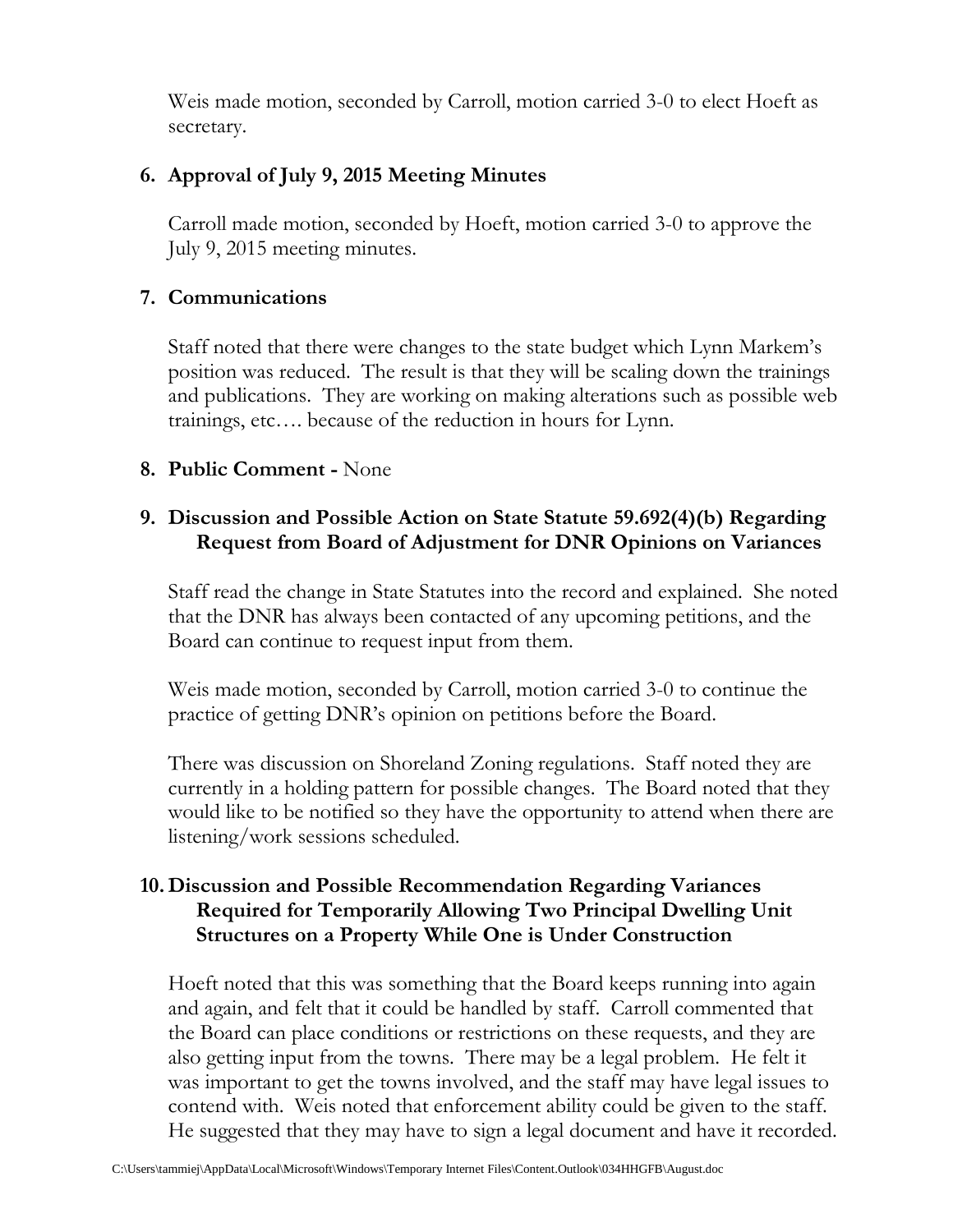Weis made motion, seconded by Carroll, motion carried 3-0 to elect Hoeft as secretary.

## 6. Approval of July 9, 2015 Meeting Minutes

Carroll made motion, seconded by Hoeft, motion carried 3-0 to approve the July 9, 2015 meeting minutes.

## 7. Communications

Staff noted that there were changes to the state budget which Lynn Markem's position was reduced. The result is that they will be scaling down the trainings and publications. They are working on making alterations such as possible web trainings, etc…. because of the reduction in hours for Lynn.

## 8. Public Comment - None

## 9. Discussion and Possible Action on State Statute 59.692(4)(b) Regarding Request from Board of Adjustment for DNR Opinions on Variances

Staff read the change in State Statutes into the record and explained. She noted that the DNR has always been contacted of any upcoming petitions, and the Board can continue to request input from them.

Weis made motion, seconded by Carroll, motion carried 3-0 to continue the practice of getting DNR's opinion on petitions before the Board.

There was discussion on Shoreland Zoning regulations. Staff noted they are currently in a holding pattern for possible changes. The Board noted that they would like to be notified so they have the opportunity to attend when there are listening/work sessions scheduled.

## 10. Discussion and Possible Recommendation Regarding Variances Required for Temporarily Allowing Two Principal Dwelling Unit Structures on a Property While One is Under Construction

Hoeft noted that this was something that the Board keeps running into again and again, and felt that it could be handled by staff. Carroll commented that the Board can place conditions or restrictions on these requests, and they are also getting input from the towns. There may be a legal problem. He felt it was important to get the towns involved, and the staff may have legal issues to contend with. Weis noted that enforcement ability could be given to the staff. He suggested that they may have to sign a legal document and have it recorded.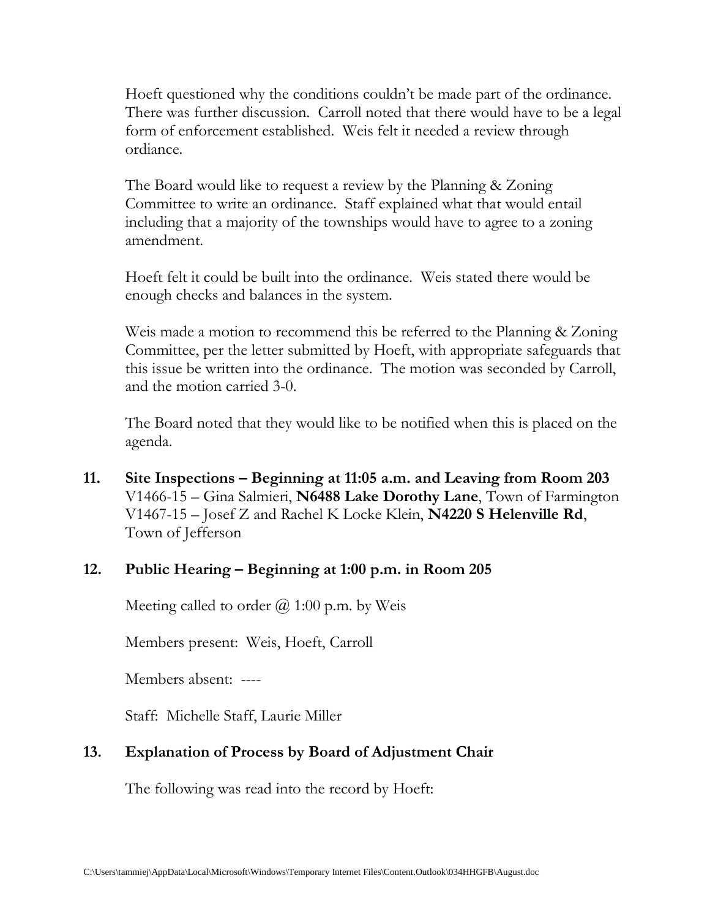Hoeft questioned why the conditions couldn't be made part of the ordinance. There was further discussion. Carroll noted that there would have to be a legal form of enforcement established. Weis felt it needed a review through ordiance.

The Board would like to request a review by the Planning & Zoning Committee to write an ordinance. Staff explained what that would entail including that a majority of the townships would have to agree to a zoning amendment.

Hoeft felt it could be built into the ordinance. Weis stated there would be enough checks and balances in the system.

Weis made a motion to recommend this be referred to the Planning & Zoning Committee, per the letter submitted by Hoeft, with appropriate safeguards that this issue be written into the ordinance. The motion was seconded by Carroll, and the motion carried 3-0.

The Board noted that they would like to be notified when this is placed on the agenda.

**11. Site Inspections – Beginning at 11:05 a.m. and Leaving from Room 203**

V1466-15 – Gina Salmieri, **N6488 Lake Dorothy Lane**, Town of Farmington
V1467-15 – Josef Z and Rachel K Locke Klein, **N4220 S Helenville Rd**, Town of Jefferson

**12. Public Hearing – Beginning at 1:00 p.m. in Room 205**

Meeting called to order @ 1:00 p.m. by Weis

Members present: Weis, Hoeft, Carroll

Members absent: ----

Staff: Michelle Staff, Laurie Miller

**13. Explanation of Process by Board of Adjustment Chair**

The following was read into the record by Hoeft: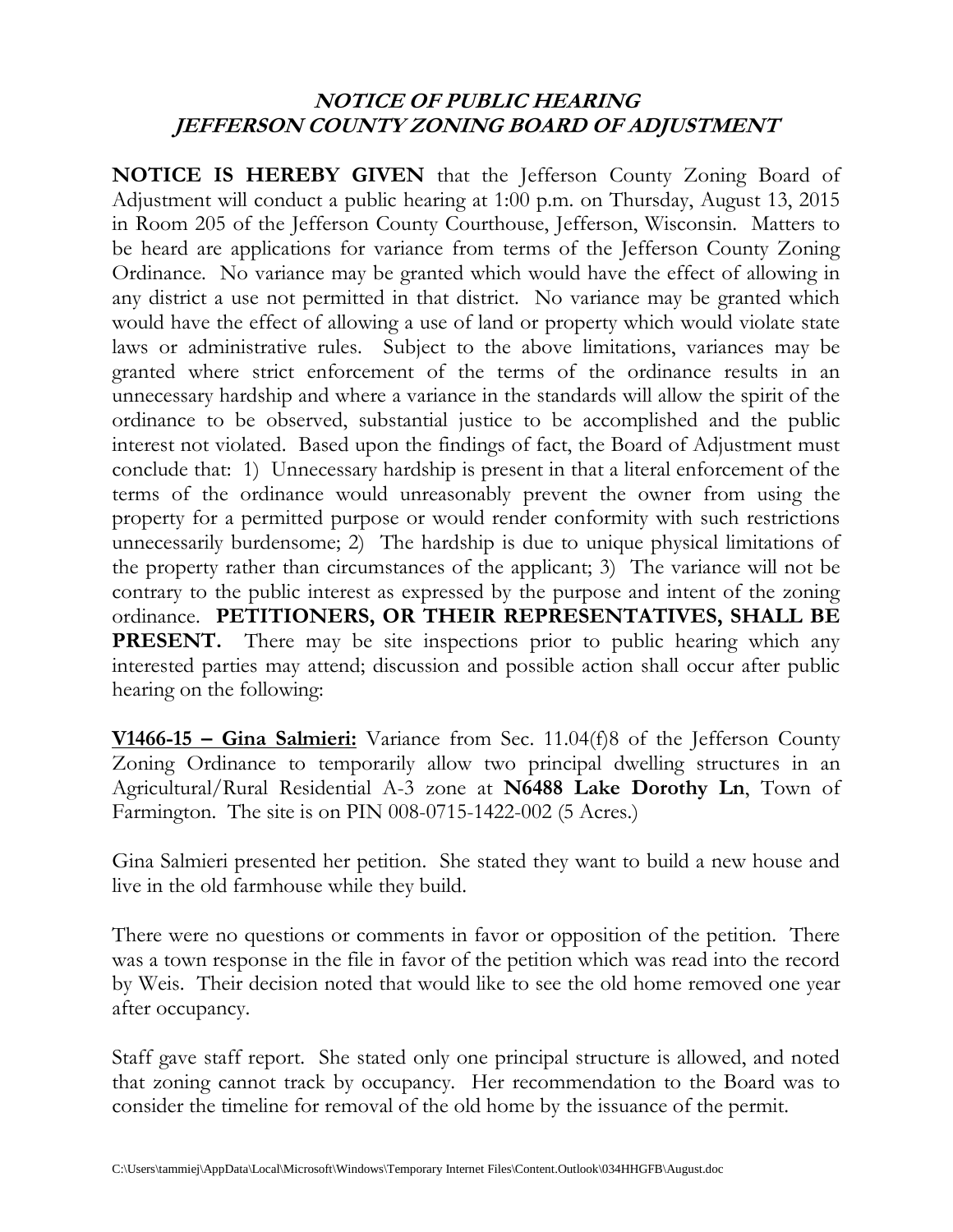## *NOTICE OF PUBLIC HEARING*
## *JEFFERSON COUNTY ZONING BOARD OF ADJUSTMENT*

**NOTICE IS HEREBY GIVEN** that the Jefferson County Zoning Board of Adjustment will conduct a public hearing at 1:00 p.m. on Thursday, August 13, 2015 in Room 205 of the Jefferson County Courthouse, Jefferson, Wisconsin. Matters to be heard are applications for variance from terms of the Jefferson County Zoning Ordinance. No variance may be granted which would have the effect of allowing in any district a use not permitted in that district. No variance may be granted which would have the effect of allowing a use of land or property which would violate state laws or administrative rules. Subject to the above limitations, variances may be granted where strict enforcement of the terms of the ordinance results in an unnecessary hardship and where a variance in the standards will allow the spirit of the ordinance to be observed, substantial justice to be accomplished and the public interest not violated. Based upon the findings of fact, the Board of Adjustment must conclude that: 1) Unnecessary hardship is present in that a literal enforcement of the terms of the ordinance would unreasonably prevent the owner from using the property for a permitted purpose or would render conformity with such restrictions unnecessarily burdensome; 2) The hardship is due to unique physical limitations of the property rather than circumstances of the applicant; 3) The variance will not be contrary to the public interest as expressed by the purpose and intent of the zoning ordinance. **PETITIONERS, OR THEIR REPRESENTATIVES, SHALL BE PRESENT.** There may be site inspections prior to public hearing which any interested parties may attend; discussion and possible action shall occur after public hearing on the following:

**V1466-15 – Gina Salmieri:** Variance from Sec. 11.04(f)8 of the Jefferson County Zoning Ordinance to temporarily allow two principal dwelling structures in an Agricultural/Rural Residential A-3 zone at **N6488 Lake Dorothy Ln**, Town of Farmington. The site is on PIN 008-0715-1422-002 (5 Acres.)

Gina Salmieri presented her petition. She stated they want to build a new house and live in the old farmhouse while they build.

There were no questions or comments in favor or opposition of the petition. There was a town response in the file in favor of the petition which was read into the record by Weis. Their decision noted that would like to see the old home removed one year after occupancy.

Staff gave staff report. She stated only one principal structure is allowed, and noted that zoning cannot track by occupancy. Her recommendation to the Board was to consider the timeline for removal of the old home by the issuance of the permit.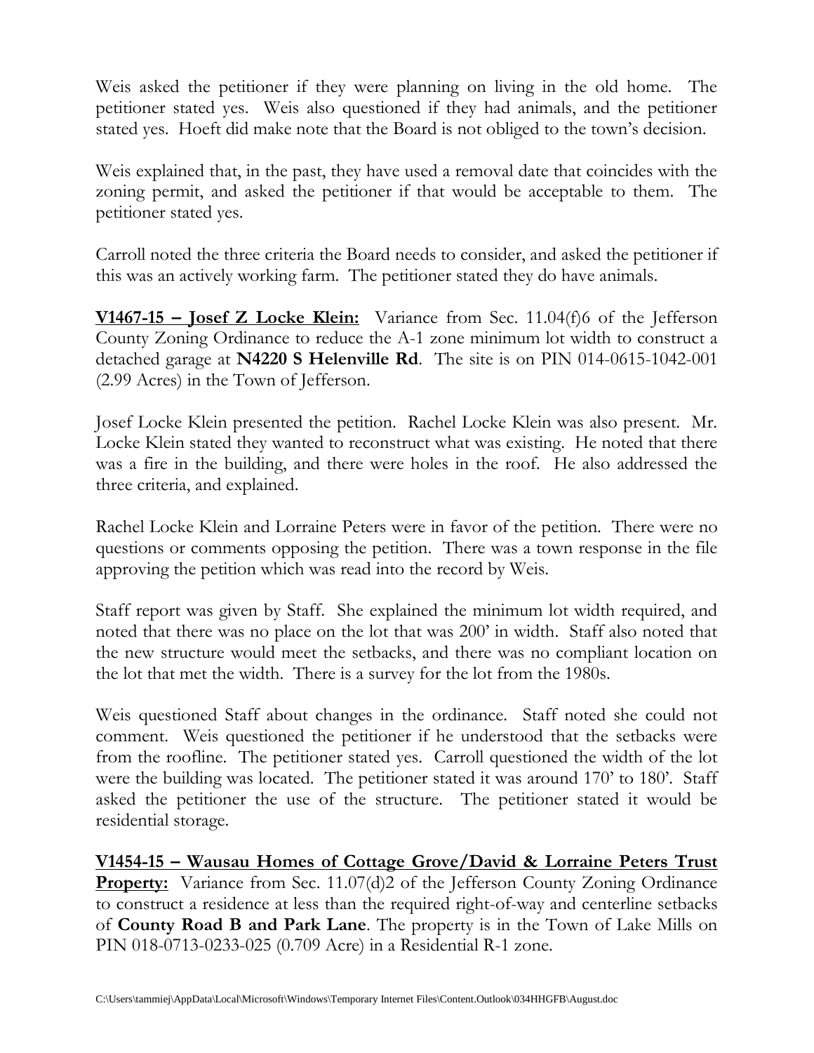Weis asked the petitioner if they were planning on living in the old home. The petitioner stated yes. Weis also questioned if they had animals, and the petitioner stated yes. Hoeft did make note that the Board is not obliged to the town's decision.

Weis explained that, in the past, they have used a removal date that coincides with the zoning permit, and asked the petitioner if that would be acceptable to them. The petitioner stated yes.

Carroll noted the three criteria the Board needs to consider, and asked the petitioner if this was an actively working farm. The petitioner stated they do have animals.

**<u>V1467-15 – Josef Z Locke Klein:</u>** Variance from Sec. 11.04(f)6 of the Jefferson County Zoning Ordinance to reduce the A-1 zone minimum lot width to construct a detached garage at **N4220 S Helenville Rd**. The site is on PIN 014-0615-1042-001 (2.99 Acres) in the Town of Jefferson.

Josef Locke Klein presented the petition. Rachel Locke Klein was also present. Mr. Locke Klein stated they wanted to reconstruct what was existing. He noted that there was a fire in the building, and there were holes in the roof. He also addressed the three criteria, and explained.

Rachel Locke Klein and Lorraine Peters were in favor of the petition. There were no questions or comments opposing the petition. There was a town response in the file approving the petition which was read into the record by Weis.

Staff report was given by Staff. She explained the minimum lot width required, and noted that there was no place on the lot that was 200' in width. Staff also noted that the new structure would meet the setbacks, and there was no compliant location on the lot that met the width. There is a survey for the lot from the 1980s.

Weis questioned Staff about changes in the ordinance. Staff noted she could not comment. Weis questioned the petitioner if he understood that the setbacks were from the roofline. The petitioner stated yes. Carroll questioned the width of the lot were the building was located. The petitioner stated it was around 170' to 180'. Staff asked the petitioner the use of the structure. The petitioner stated it would be residential storage.

**<u>V1454-15 – Wausau Homes of Cottage Grove/David & Lorraine Peters Trust Property:</u>** Variance from Sec. 11.07(d)2 of the Jefferson County Zoning Ordinance to construct a residence at less than the required right-of-way and centerline setbacks of **County Road B and Park Lane**. The property is in the Town of Lake Mills on PIN 018-0713-0233-025 (0.709 Acre) in a Residential R-1 zone.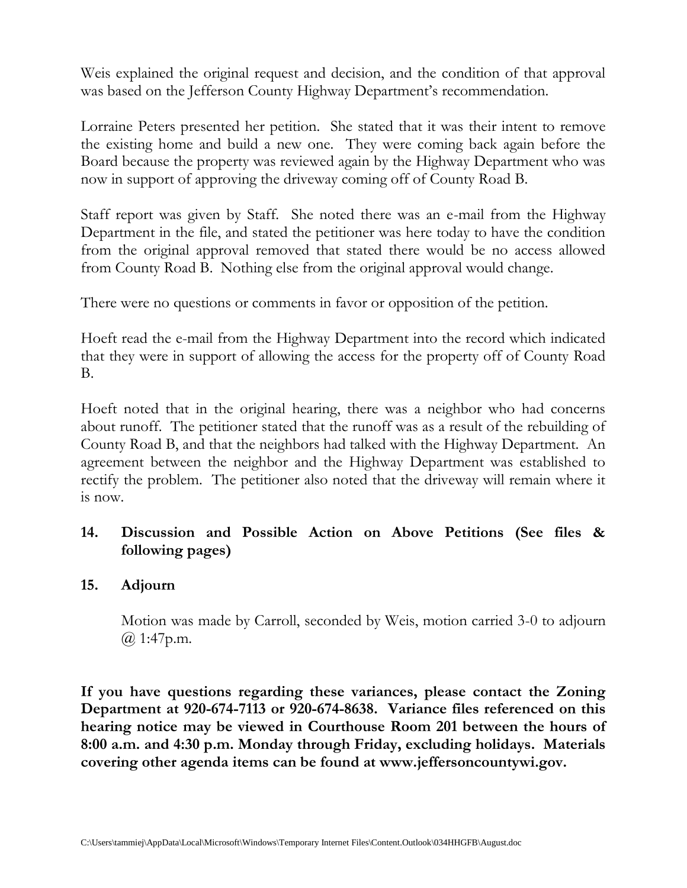Weis explained the original request and decision, and the condition of that approval was based on the Jefferson County Highway Department's recommendation.

Lorraine Peters presented her petition. She stated that it was their intent to remove the existing home and build a new one. They were coming back again before the Board because the property was reviewed again by the Highway Department who was now in support of approving the driveway coming off of County Road B.

Staff report was given by Staff. She noted there was an e-mail from the Highway Department in the file, and stated the petitioner was here today to have the condition from the original approval removed that stated there would be no access allowed from County Road B. Nothing else from the original approval would change.

There were no questions or comments in favor or opposition of the petition.

Hoeft read the e-mail from the Highway Department into the record which indicated that they were in support of allowing the access for the property off of County Road B.

Hoeft noted that in the original hearing, there was a neighbor who had concerns about runoff. The petitioner stated that the runoff was as a result of the rebuilding of County Road B, and that the neighbors had talked with the Highway Department. An agreement between the neighbor and the Highway Department was established to rectify the problem. The petitioner also noted that the driveway will remain where it is now.

**14. Discussion and Possible Action on Above Petitions (See files & following pages)**

**15. Adjourn**

Motion was made by Carroll, seconded by Weis, motion carried 3-0 to adjourn @ 1:47p.m.

**If you have questions regarding these variances, please contact the Zoning Department at 920-674-7113 or 920-674-8638. Variance files referenced on this hearing notice may be viewed in Courthouse Room 201 between the hours of 8:00 a.m. and 4:30 p.m. Monday through Friday, excluding holidays. Materials covering other agenda items can be found at www.jeffersoncountywi.gov.**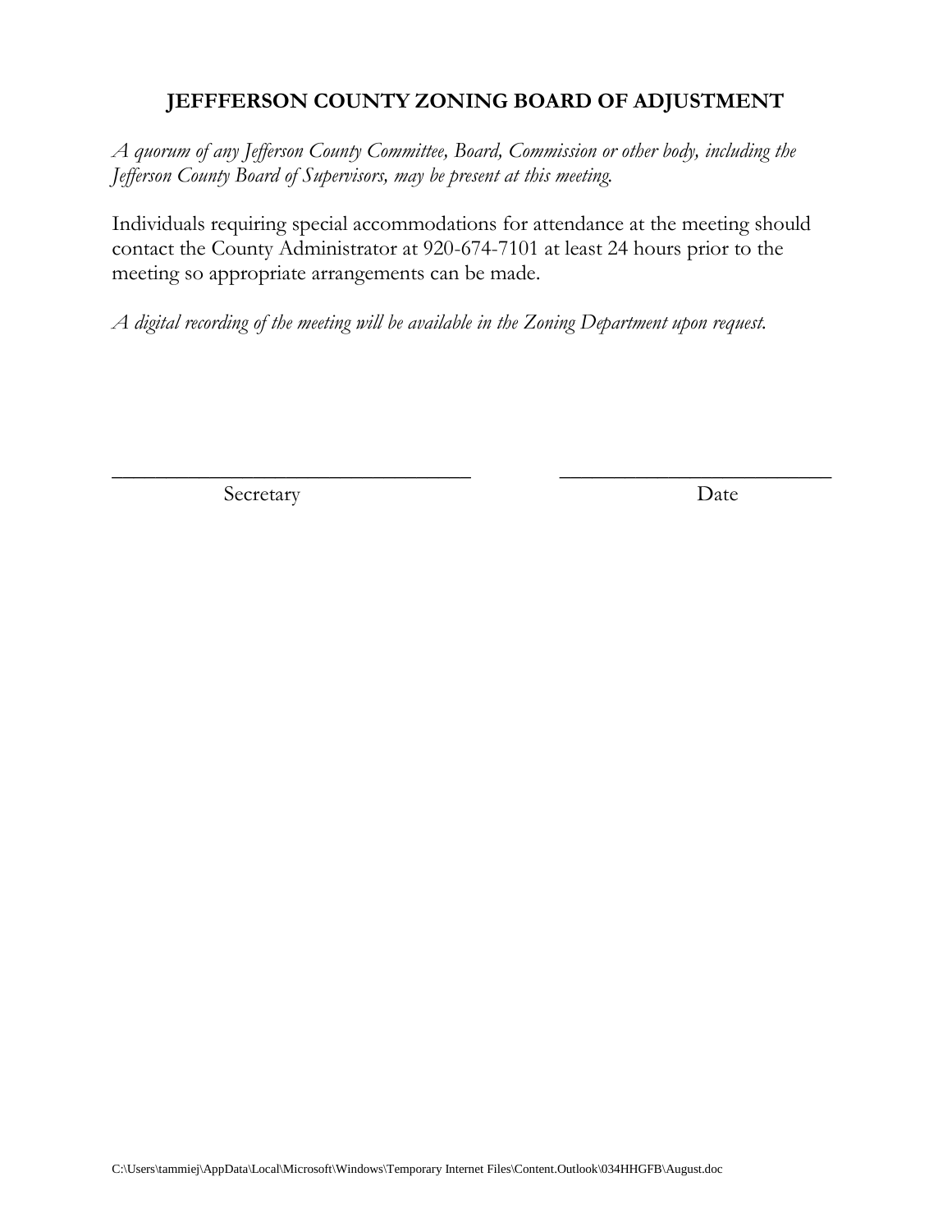## JEFFERSON COUNTY ZONING BOARD OF ADJUSTMENT

*A quorum of any Jefferson County Committee, Board, Commission or other body, including the Jefferson County Board of Supervisors, may be present at this meeting.*

Individuals requiring special accommodations for attendance at the meeting should contact the County Administrator at 920-674-7101 at least 24 hours prior to the meeting so appropriate arrangements can be made.

*A digital recording of the meeting will be available in the Zoning Department upon request.*

\_\_\_\_\_\_\_\_\_\_\_\_\_\_\_\_\_\_\_\_\_\_\_\_\_\_\_\_\_\_\_\_ \_\_\_\_\_\_\_\_\_\_\_\_\_\_\_\_\_\_\_\_\_\_\_\_\_\_

Secretary Date

C:\Users\tammiej\AppData\Local\Microsoft\Windows\Temporary Internet Files\Content.Outlook\034HHGFB\August.doc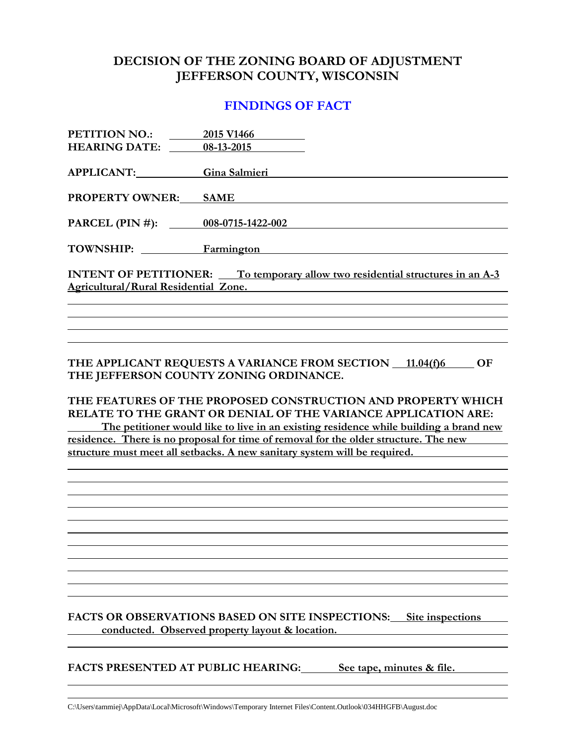# DECISION OF THE ZONING BOARD OF ADJUSTMENT
# JEFFERSON COUNTY, WISCONSIN

## FINDINGS OF FACT

**PETITION NO.:** 2015 V1466
**HEARING DATE:** 08-13-2015

**APPLICANT:** Gina Salmieri

**PROPERTY OWNER:** SAME

**PARCEL (PIN #):** 008-0715-1422-002

**TOWNSHIP:** Farmington

**INTENT OF PETITIONER:** To temporary allow two residential structures in an A-3 Agricultural/Rural Residential Zone.

**THE APPLICANT REQUESTS A VARIANCE FROM SECTION 11.04(f)6 OF THE JEFFERSON COUNTY ZONING ORDINANCE.**

**THE FEATURES OF THE PROPOSED CONSTRUCTION AND PROPERTY WHICH RELATE TO THE GRANT OR DENIAL OF THE VARIANCE APPLICATION ARE:** The petitioner would like to live in an existing residence while building a brand new residence. There is no proposal for time of removal for the older structure. The new structure must meet all setbacks. A new sanitary system will be required.

**FACTS OR OBSERVATIONS BASED ON SITE INSPECTIONS:** Site inspections conducted. Observed property layout & location.

**FACTS PRESENTED AT PUBLIC HEARING:** See tape, minutes & file.

C:\Users\tammiej\AppData\Local\Microsoft\Windows\Temporary Internet Files\Content.Outlook\034HHGFB\August.doc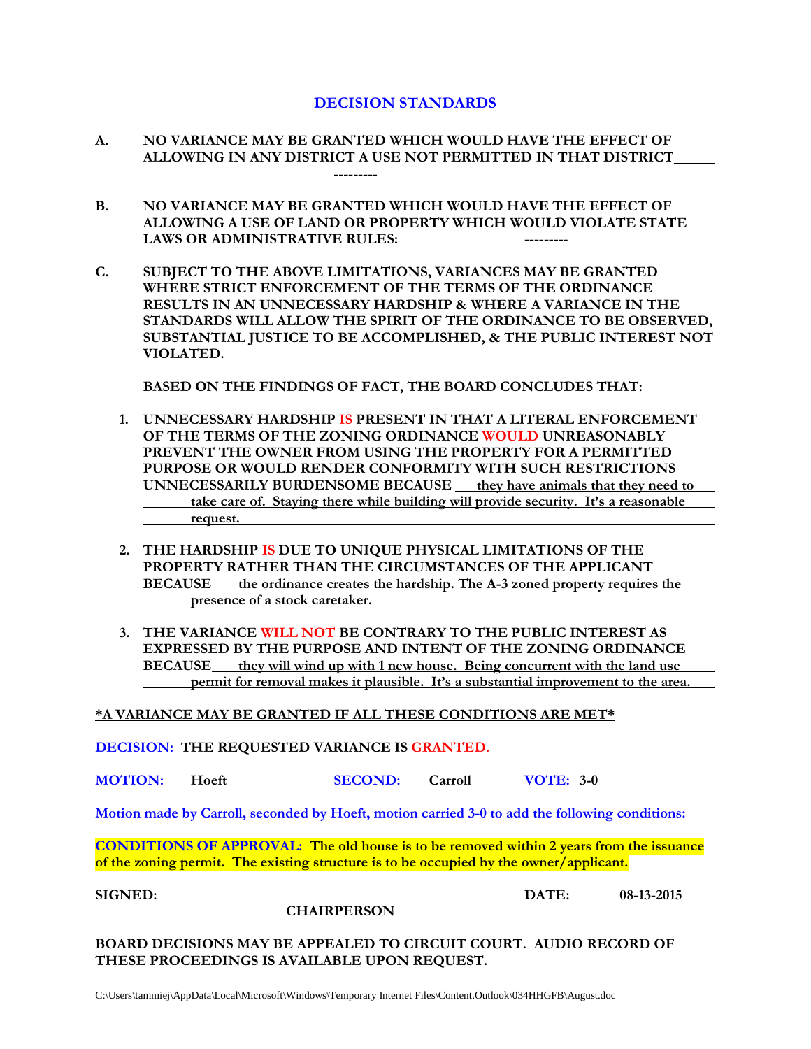## DECISION STANDARDS

**A.** **NO VARIANCE MAY BE GRANTED WHICH WOULD HAVE THE EFFECT OF ALLOWING IN ANY DISTRICT A USE NOT PERMITTED IN THAT DISTRICT** ---------

**B.** **NO VARIANCE MAY BE GRANTED WHICH WOULD HAVE THE EFFECT OF ALLOWING A USE OF LAND OR PROPERTY WHICH WOULD VIOLATE STATE LAWS OR ADMINISTRATIVE RULES:** ---------

**C.** **SUBJECT TO THE ABOVE LIMITATIONS, VARIANCES MAY BE GRANTED WHERE STRICT ENFORCEMENT OF THE TERMS OF THE ORDINANCE RESULTS IN AN UNNECESSARY HARDSHIP & WHERE A VARIANCE IN THE STANDARDS WILL ALLOW THE SPIRIT OF THE ORDINANCE TO BE OBSERVED, SUBSTANTIAL JUSTICE TO BE ACCOMPLISHED, & THE PUBLIC INTEREST NOT VIOLATED.**

**BASED ON THE FINDINGS OF FACT, THE BOARD CONCLUDES THAT:**

1. **UNNECESSARY HARDSHIP IS PRESENT IN THAT A LITERAL ENFORCEMENT OF THE TERMS OF THE ZONING ORDINANCE WOULD UNREASONABLY PREVENT THE OWNER FROM USING THE PROPERTY FOR A PERMITTED PURPOSE OR WOULD RENDER CONFORMITY WITH SUCH RESTRICTIONS UNNECESSARILY BURDENSOME BECAUSE** they have animals that they need to take care of. Staying there while building will provide security. It's a reasonable request.

2. **THE HARDSHIP IS DUE TO UNIQUE PHYSICAL LIMITATIONS OF THE PROPERTY RATHER THAN THE CIRCUMSTANCES OF THE APPLICANT BECAUSE** the ordinance creates the hardship. The A-3 zoned property requires the presence of a stock caretaker.

3. **THE VARIANCE WILL NOT BE CONTRARY TO THE PUBLIC INTEREST AS EXPRESSED BY THE PURPOSE AND INTENT OF THE ZONING ORDINANCE BECAUSE** they will wind up with 1 new house. Being concurrent with the land use permit for removal makes it plausible. It's a substantial improvement to the area.

**\*A VARIANCE MAY BE GRANTED IF ALL THESE CONDITIONS ARE MET\***

**DECISION:** **THE REQUESTED VARIANCE IS GRANTED.**

**MOTION:** Hoeft **SECOND:** Carroll **VOTE:** 3-0

**Motion made by Carroll, seconded by Hoeft, motion carried 3-0 to add the following conditions:**

**CONDITIONS OF APPROVAL:** **The old house is to be removed within 2 years from the issuance of the zoning permit. The existing structure is to be occupied by the owner/applicant.**

**SIGNED:** ______________________________ **DATE:** 08-13-2015

**CHAIRPERSON**

**BOARD DECISIONS MAY BE APPEALED TO CIRCUIT COURT. AUDIO RECORD OF THESE PROCEEDINGS IS AVAILABLE UPON REQUEST.**

C:\Users\tammiej\AppData\Local\Microsoft\Windows\Temporary Internet Files\Content.Outlook\034HHGFB\August.doc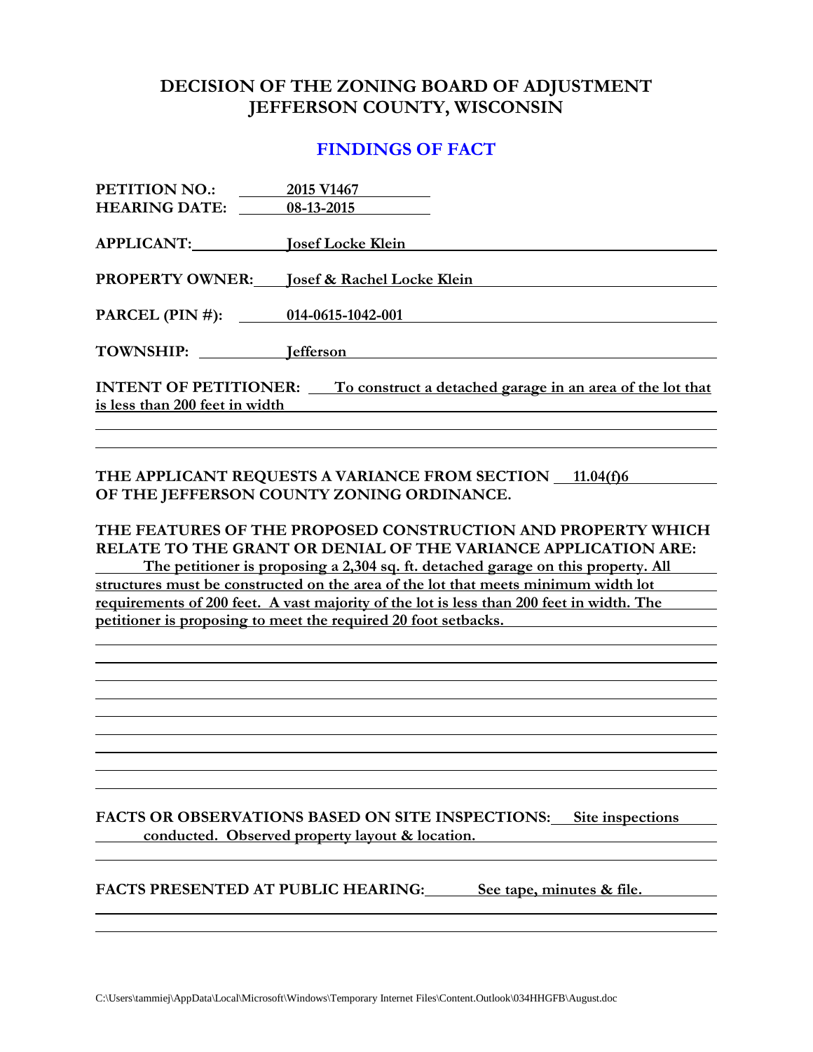# DECISION OF THE ZONING BOARD OF ADJUSTMENT
# JEFFERSON COUNTY, WISCONSIN

## FINDINGS OF FACT

**PETITION NO.:** 2015 V1467
**HEARING DATE:** 08-13-2015

**APPLICANT:** Josef Locke Klein

**PROPERTY OWNER:** Josef & Rachel Locke Klein

**PARCEL (PIN #):** 014-0615-1042-001

**TOWNSHIP:** Jefferson

**INTENT OF PETITIONER:** To construct a detached garage in an area of the lot that is less than 200 feet in width

**THE APPLICANT REQUESTS A VARIANCE FROM SECTION** 11.04(f)6 **OF THE JEFFERSON COUNTY ZONING ORDINANCE.**

**THE FEATURES OF THE PROPOSED CONSTRUCTION AND PROPERTY WHICH RELATE TO THE GRANT OR DENIAL OF THE VARIANCE APPLICATION ARE:**
The petitioner is proposing a 2,304 sq. ft. detached garage on this property. All structures must be constructed on the area of the lot that meets minimum width lot requirements of 200 feet. A vast majority of the lot is less than 200 feet in width. The petitioner is proposing to meet the required 20 foot setbacks.

**FACTS OR OBSERVATIONS BASED ON SITE INSPECTIONS:** Site inspections conducted. Observed property layout & location.

**FACTS PRESENTED AT PUBLIC HEARING:** See tape, minutes & file.

C:\Users\tammiej\AppData\Local\Microsoft\Windows\Temporary Internet Files\Content.Outlook\034HHGFB\August.doc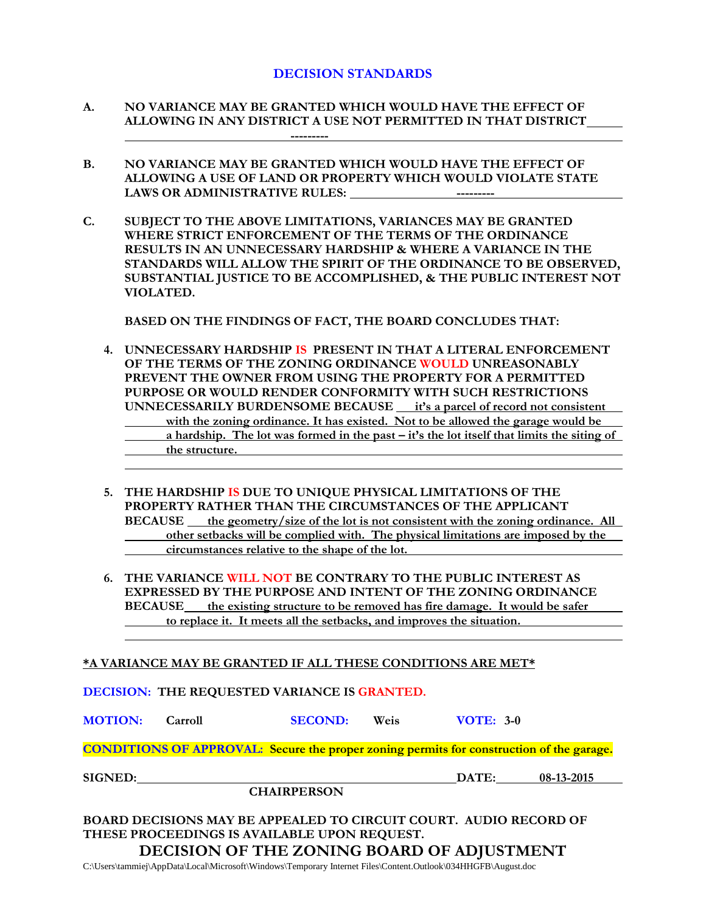## DECISION STANDARDS

**A. NO VARIANCE MAY BE GRANTED WHICH WOULD HAVE THE EFFECT OF ALLOWING IN ANY DISTRICT A USE NOT PERMITTED IN THAT DISTRICT**

---------

**B. NO VARIANCE MAY BE GRANTED WHICH WOULD HAVE THE EFFECT OF ALLOWING A USE OF LAND OR PROPERTY WHICH WOULD VIOLATE STATE LAWS OR ADMINISTRATIVE RULES:** ---------

**C. SUBJECT TO THE ABOVE LIMITATIONS, VARIANCES MAY BE GRANTED WHERE STRICT ENFORCEMENT OF THE TERMS OF THE ORDINANCE RESULTS IN AN UNNECESSARY HARDSHIP & WHERE A VARIANCE IN THE STANDARDS WILL ALLOW THE SPIRIT OF THE ORDINANCE TO BE OBSERVED, SUBSTANTIAL JUSTICE TO BE ACCOMPLISHED, & THE PUBLIC INTEREST NOT VIOLATED.**

**BASED ON THE FINDINGS OF FACT, THE BOARD CONCLUDES THAT:**

4. **UNNECESSARY HARDSHIP IS PRESENT IN THAT A LITERAL ENFORCEMENT OF THE TERMS OF THE ZONING ORDINANCE WOULD UNREASONABLY PREVENT THE OWNER FROM USING THE PROPERTY FOR A PERMITTED PURPOSE OR WOULD RENDER CONFORMITY WITH SUCH RESTRICTIONS UNNECESSARILY BURDENSOME BECAUSE** it's a parcel of record not consistent with the zoning ordinance. It has existed. Not to be allowed the garage would be a hardship. The lot was formed in the past – it's the lot itself that limits the siting of the structure.

5. **THE HARDSHIP IS DUE TO UNIQUE PHYSICAL LIMITATIONS OF THE PROPERTY RATHER THAN THE CIRCUMSTANCES OF THE APPLICANT BECAUSE** the geometry/size of the lot is not consistent with the zoning ordinance. All other setbacks will be complied with. The physical limitations are imposed by the circumstances relative to the shape of the lot.

6. **THE VARIANCE WILL NOT BE CONTRARY TO THE PUBLIC INTEREST AS EXPRESSED BY THE PURPOSE AND INTENT OF THE ZONING ORDINANCE BECAUSE** the existing structure to be removed has fire damage. It would be safer to replace it. It meets all the setbacks, and improves the situation.

**\*A VARIANCE MAY BE GRANTED IF ALL THESE CONDITIONS ARE MET\***

**DECISION: THE REQUESTED VARIANCE IS GRANTED.**

**MOTION:** Carroll **SECOND:** Weis **VOTE:** 3-0

**CONDITIONS OF APPROVAL: Secure the proper zoning permits for construction of the garage.**

**SIGNED:** ______________________________ **DATE:** 08-13-2015

**CHAIRPERSON**

**BOARD DECISIONS MAY BE APPEALED TO CIRCUIT COURT. AUDIO RECORD OF THESE PROCEEDINGS IS AVAILABLE UPON REQUEST.**

**DECISION OF THE ZONING BOARD OF ADJUSTMENT**

C:\Users\tammiej\AppData\Local\Microsoft\Windows\Temporary Internet Files\Content.Outlook\034HHGFB\August.doc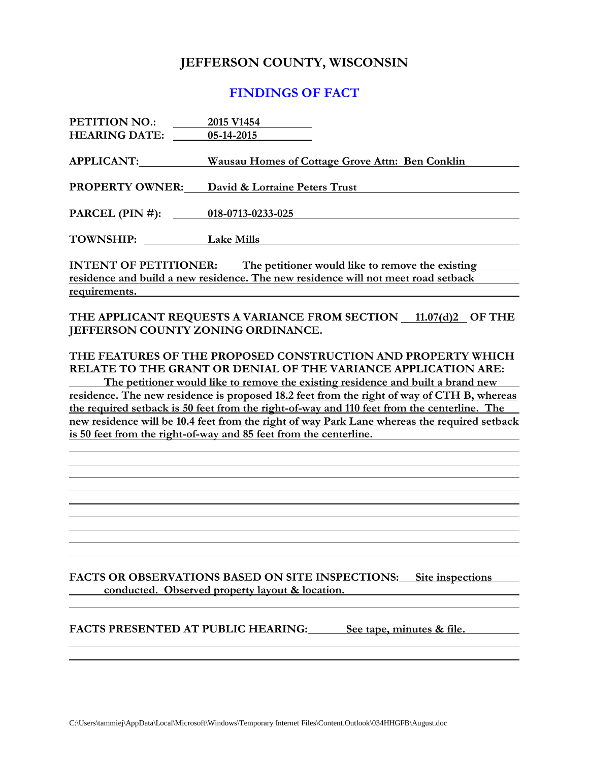# JEFFERSON COUNTY, WISCONSIN

## FINDINGS OF FACT

**PETITION NO.:** 2015 V1454
**HEARING DATE:** 05-14-2015

**APPLICANT:** Wausau Homes of Cottage Grove Attn: Ben Conklin

**PROPERTY OWNER:** David & Lorraine Peters Trust

**PARCEL (PIN #):** 018-0713-0233-025

**TOWNSHIP:** Lake Mills

**INTENT OF PETITIONER:** The petitioner would like to remove the existing residence and build a new residence. The new residence will not meet road setback requirements.

**THE APPLICANT REQUESTS A VARIANCE FROM SECTION 11.07(d)2 OF THE JEFFERSON COUNTY ZONING ORDINANCE.**

**THE FEATURES OF THE PROPOSED CONSTRUCTION AND PROPERTY WHICH RELATE TO THE GRANT OR DENIAL OF THE VARIANCE APPLICATION ARE:**
The petitioner would like to remove the existing residence and built a brand new residence. The new residence is proposed 18.2 feet from the right of way of CTH B, whereas the required setback is 50 feet from the right-of-way and 110 feet from the centerline. The new residence will be 10.4 feet from the right of way Park Lane whereas the required setback is 50 feet from the right-of-way and 85 feet from the centerline.

**FACTS OR OBSERVATIONS BASED ON SITE INSPECTIONS:** Site inspections conducted. Observed property layout & location.

**FACTS PRESENTED AT PUBLIC HEARING:** See tape, minutes & file.

C:\Users\tammiej\AppData\Local\Microsoft\Windows\Temporary Internet Files\Content.Outlook\034HHGFB\August.doc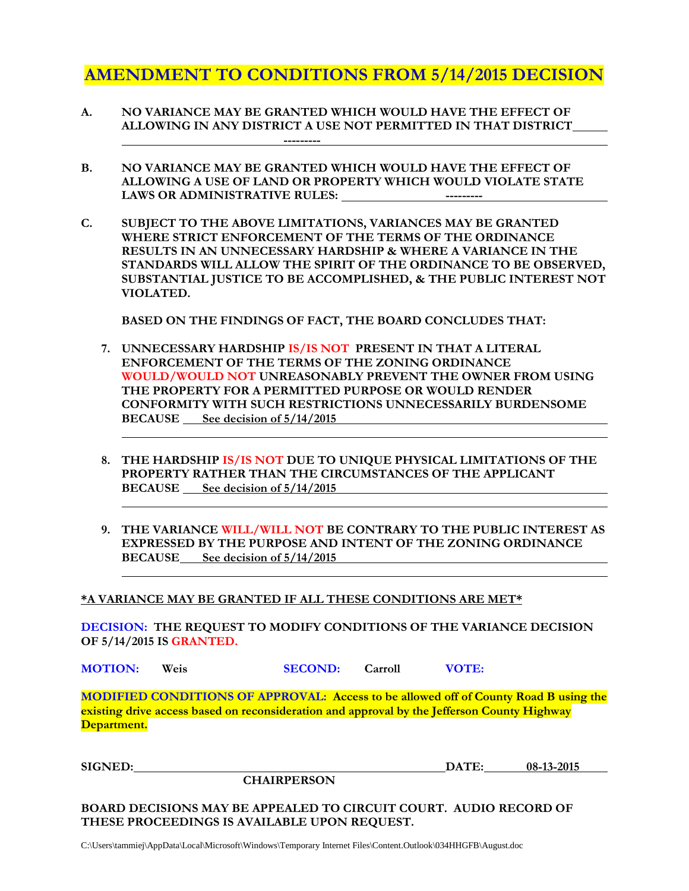# AMENDMENT TO CONDITIONS FROM 5/14/2015 DECISION

**A. NO VARIANCE MAY BE GRANTED WHICH WOULD HAVE THE EFFECT OF ALLOWING IN ANY DISTRICT A USE NOT PERMITTED IN THAT DISTRICT**

---------

**B. NO VARIANCE MAY BE GRANTED WHICH WOULD HAVE THE EFFECT OF ALLOWING A USE OF LAND OR PROPERTY WHICH WOULD VIOLATE STATE LAWS OR ADMINISTRATIVE RULES:** ---------

**C. SUBJECT TO THE ABOVE LIMITATIONS, VARIANCES MAY BE GRANTED WHERE STRICT ENFORCEMENT OF THE TERMS OF THE ORDINANCE RESULTS IN AN UNNECESSARY HARDSHIP & WHERE A VARIANCE IN THE STANDARDS WILL ALLOW THE SPIRIT OF THE ORDINANCE TO BE OBSERVED, SUBSTANTIAL JUSTICE TO BE ACCOMPLISHED, & THE PUBLIC INTEREST NOT VIOLATED.**

**BASED ON THE FINDINGS OF FACT, THE BOARD CONCLUDES THAT:**

7. **UNNECESSARY HARDSHIP IS/IS NOT PRESENT IN THAT A LITERAL ENFORCEMENT OF THE TERMS OF THE ZONING ORDINANCE WOULD/WOULD NOT UNREASONABLY PREVENT THE OWNER FROM USING THE PROPERTY FOR A PERMITTED PURPOSE OR WOULD RENDER CONFORMITY WITH SUCH RESTRICTIONS UNNECESSARILY BURDENSOME BECAUSE** See decision of 5/14/2015

8. **THE HARDSHIP IS/IS NOT DUE TO UNIQUE PHYSICAL LIMITATIONS OF THE PROPERTY RATHER THAN THE CIRCUMSTANCES OF THE APPLICANT BECAUSE** See decision of 5/14/2015

9. **THE VARIANCE WILL/WILL NOT BE CONTRARY TO THE PUBLIC INTEREST AS EXPRESSED BY THE PURPOSE AND INTENT OF THE ZONING ORDINANCE BECAUSE** See decision of 5/14/2015

***A VARIANCE MAY BE GRANTED IF ALL THESE CONDITIONS ARE MET***

**DECISION: THE REQUEST TO MODIFY CONDITIONS OF THE VARIANCE DECISION OF 5/14/2015 IS GRANTED.**

**MOTION:** Weis **SECOND:** Carroll **VOTE:**

**MODIFIED CONDITIONS OF APPROVAL: Access to be allowed off of County Road B using the existing drive access based on reconsideration and approval by the Jefferson County Highway Department.**

**SIGNED:** \_\_\_\_\_\_\_\_\_\_\_\_\_\_\_\_\_\_\_\_ **DATE:** 08-13-2015

**CHAIRPERSON**

**BOARD DECISIONS MAY BE APPEALED TO CIRCUIT COURT. AUDIO RECORD OF THESE PROCEEDINGS IS AVAILABLE UPON REQUEST.**

C:\Users\tammiej\AppData\Local\Microsoft\Windows\Temporary Internet Files\Content.Outlook\034HHGFB\August.doc